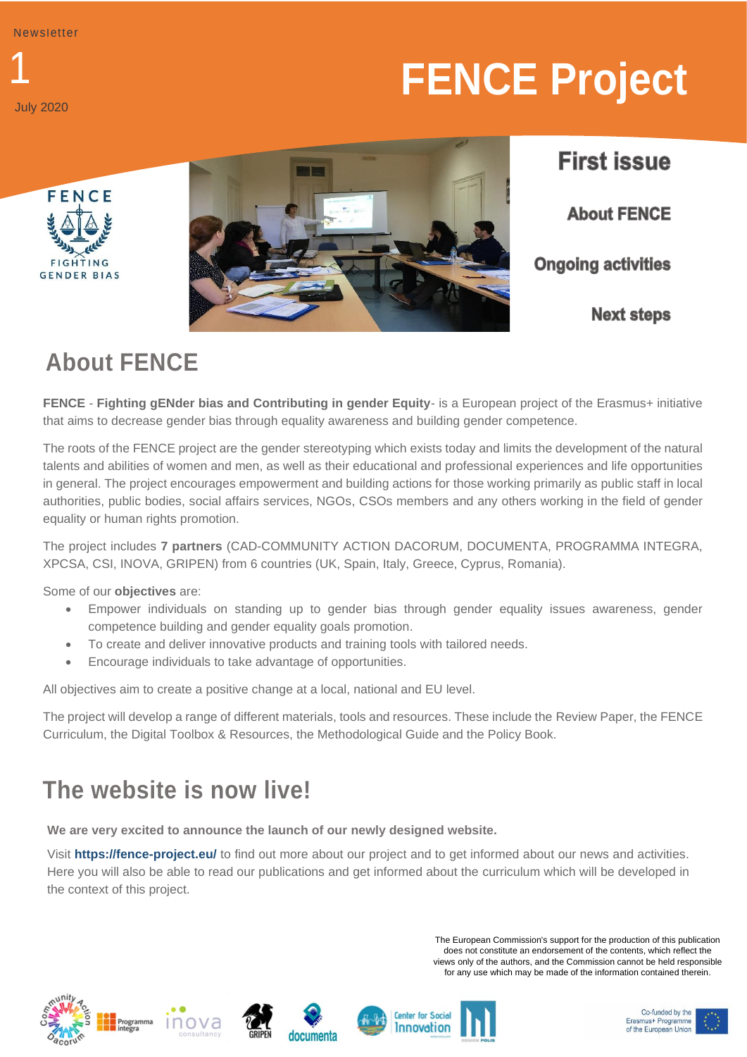Newsletter

1

July 2020

# FENCE Project

FENCE

FIGHTING GENDER BIAS

## First issue

**About FENCE**

**Ongoing activities**

**Next steps**

## About FENCE

**FENCE** - **Fighting gENder bias and Contributing in gender Equity**- is a European project of the Erasmus+ initiative that aims to decrease gender bias through equality awareness and building gender competence.

The roots of the FENCE project are the gender stereotyping which exists today and limits the development of the natural talents and abilities of women and men, as well as their educational and professional experiences and life opportunities in general. The project encourages empowerment and building actions for those working primarily as public staff in local authorities, public bodies, social affairs services, NGOs, CSOs members and any others working in the field of gender equality or human rights promotion.

The project includes **7 partners** (CAD-COMMUNITY ACTION DACORUM, DOCUMENTA, PROGRAMMA INTEGRA, XPCSA, CSI, INOVA, GRIPEN) from 6 countries (UK, Spain, Italy, Greece, Cyprus, Romania).

Some of our **objectives** are:

- Empower individuals on standing up to gender bias through gender equality issues awareness, gender competence building and gender equality goals promotion.
- To create and deliver innovative products and training tools with tailored needs.
- Encourage individuals to take advantage of opportunities.

All objectives aim to create a positive change at a local, national and EU level.

The project will develop a range of different materials, tools and resources. These include the Review Paper, the FENCE Curriculum, the Digital Toolbox & Resources, the Methodological Guide and the Policy Book.

## The website is now live!

**We are very excited to announce the launch of our newly designed website.**

Visit **https://fence-project.eu/** to find out more about our project and to get informed about our news and activities. Here you will also be able to read our publications and get informed about the curriculum which will be developed in the context of this project.

The European Commission's support for the production of this publication does not constitute an endorsement of the contents, which reflect the views only of the authors, and the Commission cannot be held responsible for any use which may be made of the information contained therein.

Co-funded by the Erasmus+ Programme of the European Union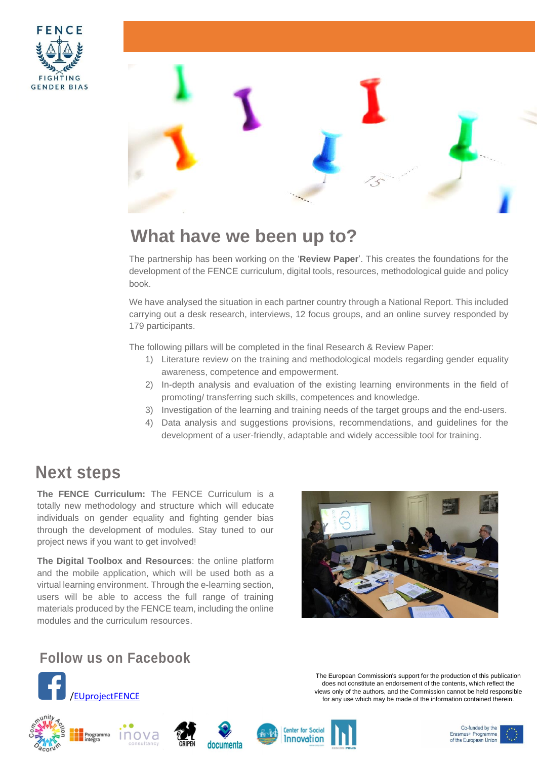FENCE

FIGHTING GENDER BIAS

## What have we been up to?

The partnership has been working on the '**Review Paper**'. This creates the foundations for the development of the FENCE curriculum, digital tools, resources, methodological guide and policy book.

We have analysed the situation in each partner country through a National Report. This included carrying out a desk research, interviews, 12 focus groups, and an online survey responded by 179 participants.

The following pillars will be completed in the final Research & Review Paper:

1) Literature review on the training and methodological models regarding gender equality awareness, competence and empowerment.
2) In-depth analysis and evaluation of the existing learning environments in the field of promoting/ transferring such skills, competences and knowledge.
3) Investigation of the learning and training needs of the target groups and the end-users.
4) Data analysis and suggestions provisions, recommendations, and guidelines for the development of a user-friendly, adaptable and widely accessible tool for training.

## Next steps

**The FENCE Curriculum:** The FENCE Curriculum is a totally new methodology and structure which will educate individuals on gender equality and fighting gender bias through the development of modules. Stay tuned to our project news if you want to get involved!

**The Digital Toolbox and Resources**: the online platform and the mobile application, which will be used both as a virtual learning environment. Through the e-learning section, users will be able to access the full range of training materials produced by the FENCE team, including the online modules and the curriculum resources.

## Follow us on Facebook

/EUprojectFENCE

The European Commission's support for the production of this publication does not constitute an endorsement of the contents, which reflect the views only of the authors, and the Commission cannot be held responsible for any use which may be made of the information contained therein.

Co-funded by the Erasmus+ Programme of the European Union